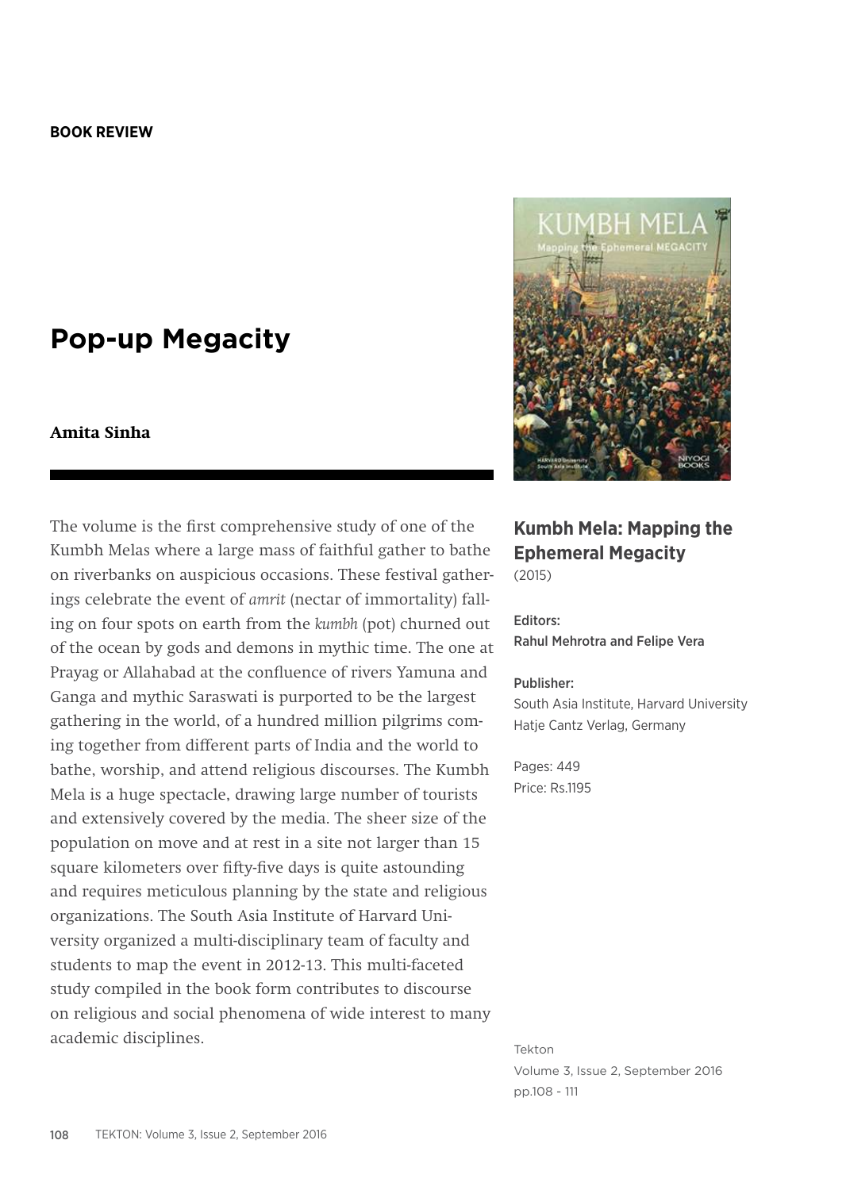**BOOK REVIEW**

# Pop-up Megacity

**Amita Sinha**

The volume is the first comprehensive study of one of the Kumbh Melas where a large mass of faithful gather to bathe on riverbanks on auspicious occasions. These festival gatherings celebrate the event of *amrit* (nectar of immortality) falling on four spots on earth from the *kumbh* (pot) churned out of the ocean by gods and demons in mythic time. The one at Prayag or Allahabad at the confluence of rivers Yamuna and Ganga and mythic Saraswati is purported to be the largest gathering in the world, of a hundred million pilgrims coming together from different parts of India and the world to bathe, worship, and attend religious discourses. The Kumbh Mela is a huge spectacle, drawing large number of tourists and extensively covered by the media. The sheer size of the population on move and at rest in a site not larger than 15 square kilometers over fifty-five days is quite astounding and requires meticulous planning by the state and religious organizations. The South Asia Institute of Harvard University organized a multi-disciplinary team of faculty and students to map the event in 2012-13. This multi-faceted study compiled in the book form contributes to discourse on religious and social phenomena of wide interest to many academic disciplines.

**Kumbh Mela: Mapping the Ephemeral Megacity**
(2015)

Editors:
Rahul Mehrotra and Felipe Vera

Publisher:
South Asia Institute, Harvard University
Hatje Cantz Verlag, Germany

Pages: 449
Price: Rs.1195

Tekton
Volume 3, Issue 2, September 2016
pp.108 - 111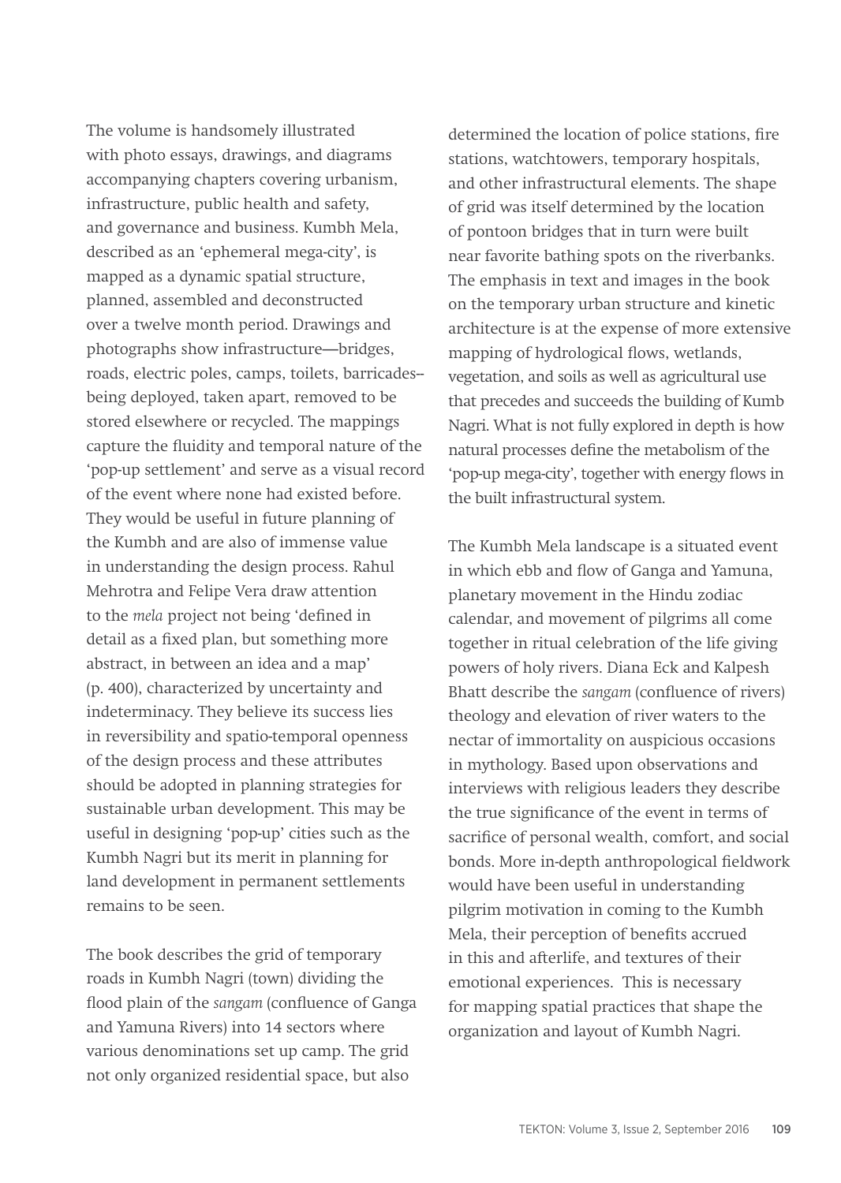The volume is handsomely illustrated with photo essays, drawings, and diagrams accompanying chapters covering urbanism, infrastructure, public health and safety, and governance and business. Kumbh Mela, described as an 'ephemeral mega-city', is mapped as a dynamic spatial structure, planned, assembled and deconstructed over a twelve month period. Drawings and photographs show infrastructure—bridges, roads, electric poles, camps, toilets, barricades-- being deployed, taken apart, removed to be stored elsewhere or recycled. The mappings capture the fluidity and temporal nature of the 'pop-up settlement' and serve as a visual record of the event where none had existed before. They would be useful in future planning of the Kumbh and are also of immense value in understanding the design process. Rahul Mehrotra and Felipe Vera draw attention to the *mela* project not being 'defined in detail as a fixed plan, but something more abstract, in between an idea and a map' (p. 400), characterized by uncertainty and indeterminacy. They believe its success lies in reversibility and spatio-temporal openness of the design process and these attributes should be adopted in planning strategies for sustainable urban development. This may be useful in designing 'pop-up' cities such as the Kumbh Nagri but its merit in planning for land development in permanent settlements remains to be seen.

The book describes the grid of temporary roads in Kumbh Nagri (town) dividing the flood plain of the *sangam* (confluence of Ganga and Yamuna Rivers) into 14 sectors where various denominations set up camp. The grid not only organized residential space, but also determined the location of police stations, fire stations, watchtowers, temporary hospitals, and other infrastructural elements. The shape of grid was itself determined by the location of pontoon bridges that in turn were built near favorite bathing spots on the riverbanks. The emphasis in text and images in the book on the temporary urban structure and kinetic architecture is at the expense of more extensive mapping of hydrological flows, wetlands, vegetation, and soils as well as agricultural use that precedes and succeeds the building of Kumb Nagri. What is not fully explored in depth is how natural processes define the metabolism of the 'pop-up mega-city', together with energy flows in the built infrastructural system.

The Kumbh Mela landscape is a situated event in which ebb and flow of Ganga and Yamuna, planetary movement in the Hindu zodiac calendar, and movement of pilgrims all come together in ritual celebration of the life giving powers of holy rivers. Diana Eck and Kalpesh Bhatt describe the *sangam* (confluence of rivers) theology and elevation of river waters to the nectar of immortality on auspicious occasions in mythology. Based upon observations and interviews with religious leaders they describe the true significance of the event in terms of sacrifice of personal wealth, comfort, and social bonds. More in-depth anthropological fieldwork would have been useful in understanding pilgrim motivation in coming to the Kumbh Mela, their perception of benefits accrued in this and afterlife, and textures of their emotional experiences. This is necessary for mapping spatial practices that shape the organization and layout of Kumbh Nagri.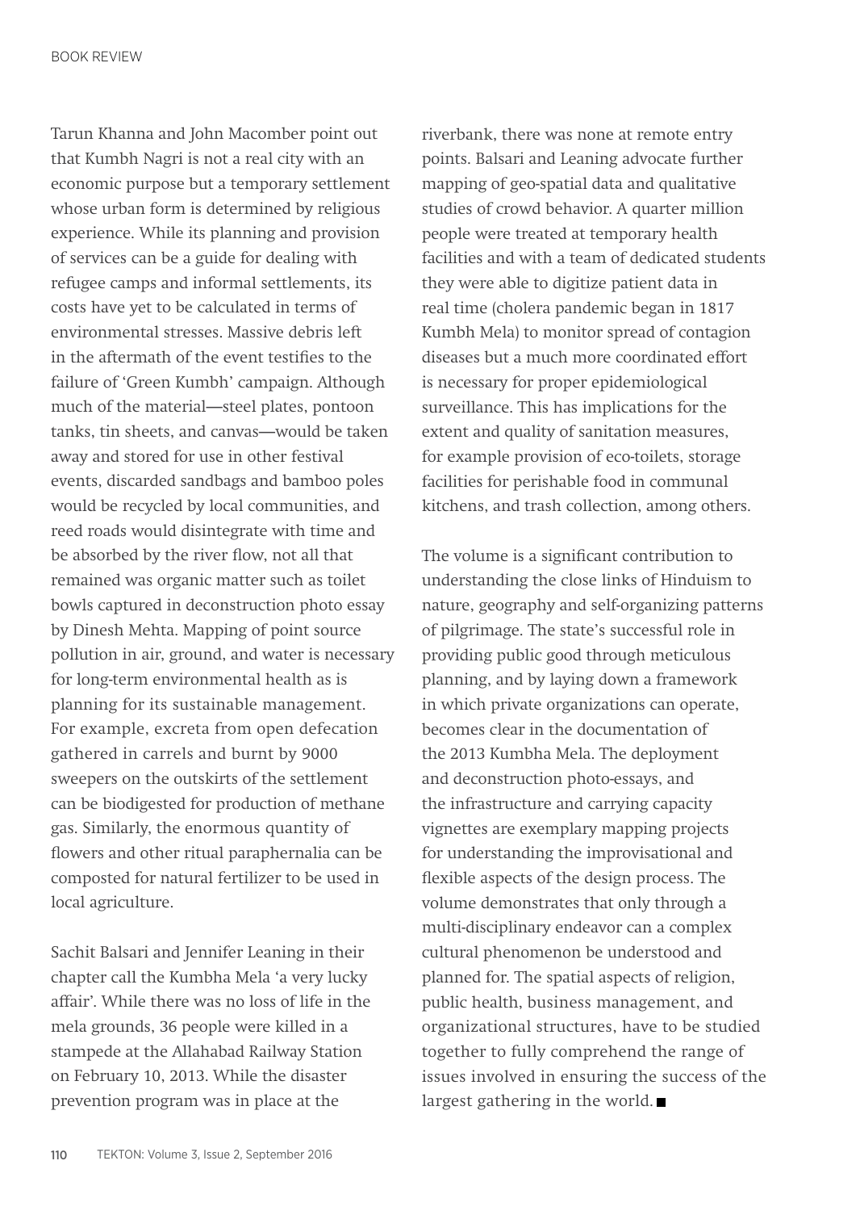Tarun Khanna and John Macomber point out that Kumbh Nagri is not a real city with an economic purpose but a temporary settlement whose urban form is determined by religious experience. While its planning and provision of services can be a guide for dealing with refugee camps and informal settlements, its costs have yet to be calculated in terms of environmental stresses. Massive debris left in the aftermath of the event testifies to the failure of 'Green Kumbh' campaign. Although much of the material—steel plates, pontoon tanks, tin sheets, and canvas—would be taken away and stored for use in other festival events, discarded sandbags and bamboo poles would be recycled by local communities, and reed roads would disintegrate with time and be absorbed by the river flow, not all that remained was organic matter such as toilet bowls captured in deconstruction photo essay by Dinesh Mehta. Mapping of point source pollution in air, ground, and water is necessary for long-term environmental health as is planning for its sustainable management. For example, excreta from open defecation gathered in carrels and burnt by 9000 sweepers on the outskirts of the settlement can be biodigested for production of methane gas. Similarly, the enormous quantity of flowers and other ritual paraphernalia can be composted for natural fertilizer to be used in local agriculture.

Sachit Balsari and Jennifer Leaning in their chapter call the Kumbha Mela 'a very lucky affair'. While there was no loss of life in the mela grounds, 36 people were killed in a stampede at the Allahabad Railway Station on February 10, 2013. While the disaster prevention program was in place at the riverbank, there was none at remote entry points. Balsari and Leaning advocate further mapping of geo-spatial data and qualitative studies of crowd behavior. A quarter million people were treated at temporary health facilities and with a team of dedicated students they were able to digitize patient data in real time (cholera pandemic began in 1817 Kumbh Mela) to monitor spread of contagion diseases but a much more coordinated effort is necessary for proper epidemiological surveillance. This has implications for the extent and quality of sanitation measures, for example provision of eco-toilets, storage facilities for perishable food in communal kitchens, and trash collection, among others.

The volume is a significant contribution to understanding the close links of Hinduism to nature, geography and self-organizing patterns of pilgrimage. The state's successful role in providing public good through meticulous planning, and by laying down a framework in which private organizations can operate, becomes clear in the documentation of the 2013 Kumbha Mela. The deployment and deconstruction photo-essays, and the infrastructure and carrying capacity vignettes are exemplary mapping projects for understanding the improvisational and flexible aspects of the design process. The volume demonstrates that only through a multi-disciplinary endeavor can a complex cultural phenomenon be understood and planned for. The spatial aspects of religion, public health, business management, and organizational structures, have to be studied together to fully comprehend the range of issues involved in ensuring the success of the largest gathering in the world. ■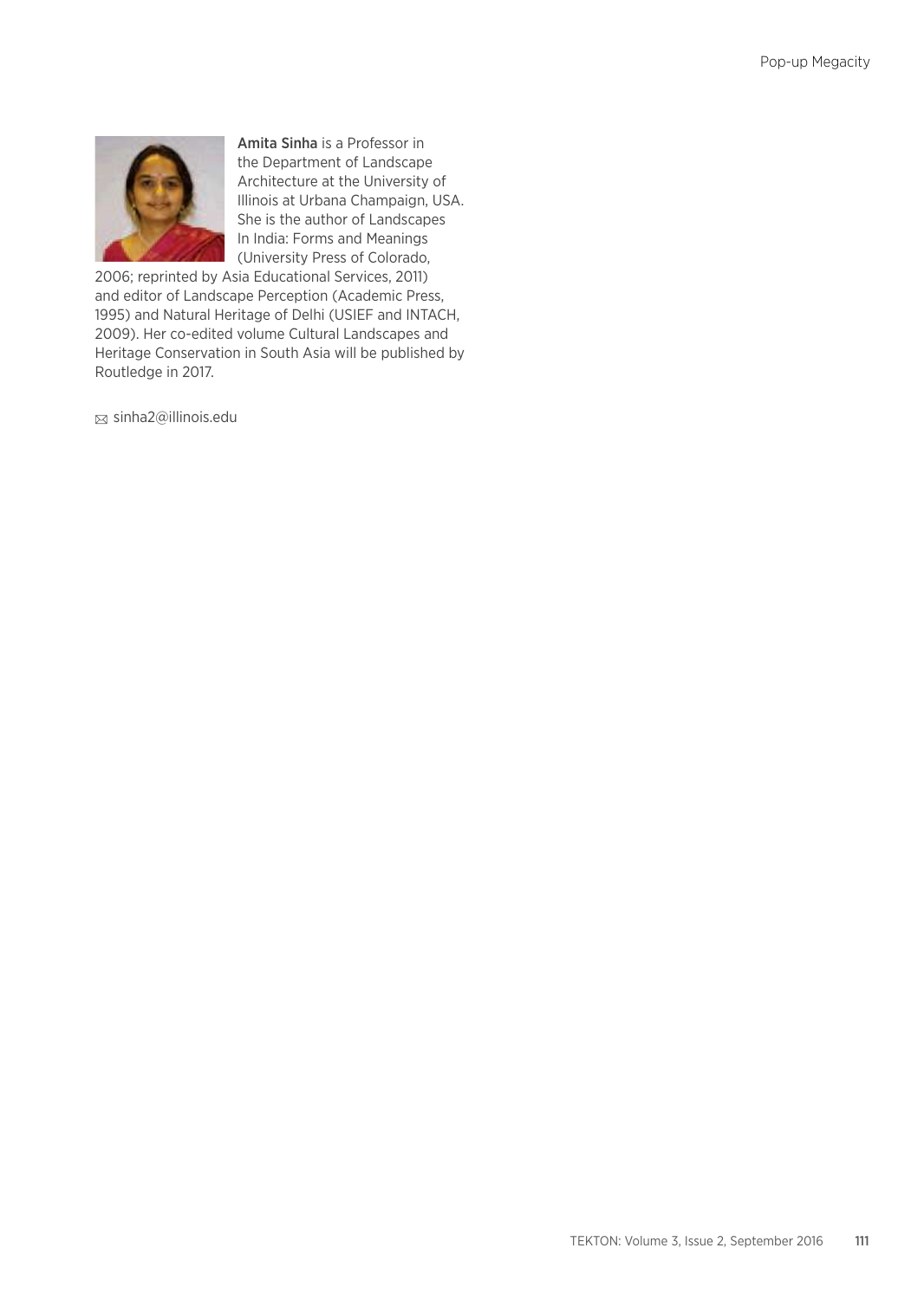**Amita Sinha** is a Professor in the Department of Landscape Architecture at the University of Illinois at Urbana Champaign, USA. She is the author of Landscapes In India: Forms and Meanings (University Press of Colorado, 2006; reprinted by Asia Educational Services, 2011) and editor of Landscape Perception (Academic Press, 1995) and Natural Heritage of Delhi (USIEF and INTACH, 2009). Her co-edited volume Cultural Landscapes and Heritage Conservation in South Asia will be published by Routledge in 2017.

✉ sinha2@illinois.edu